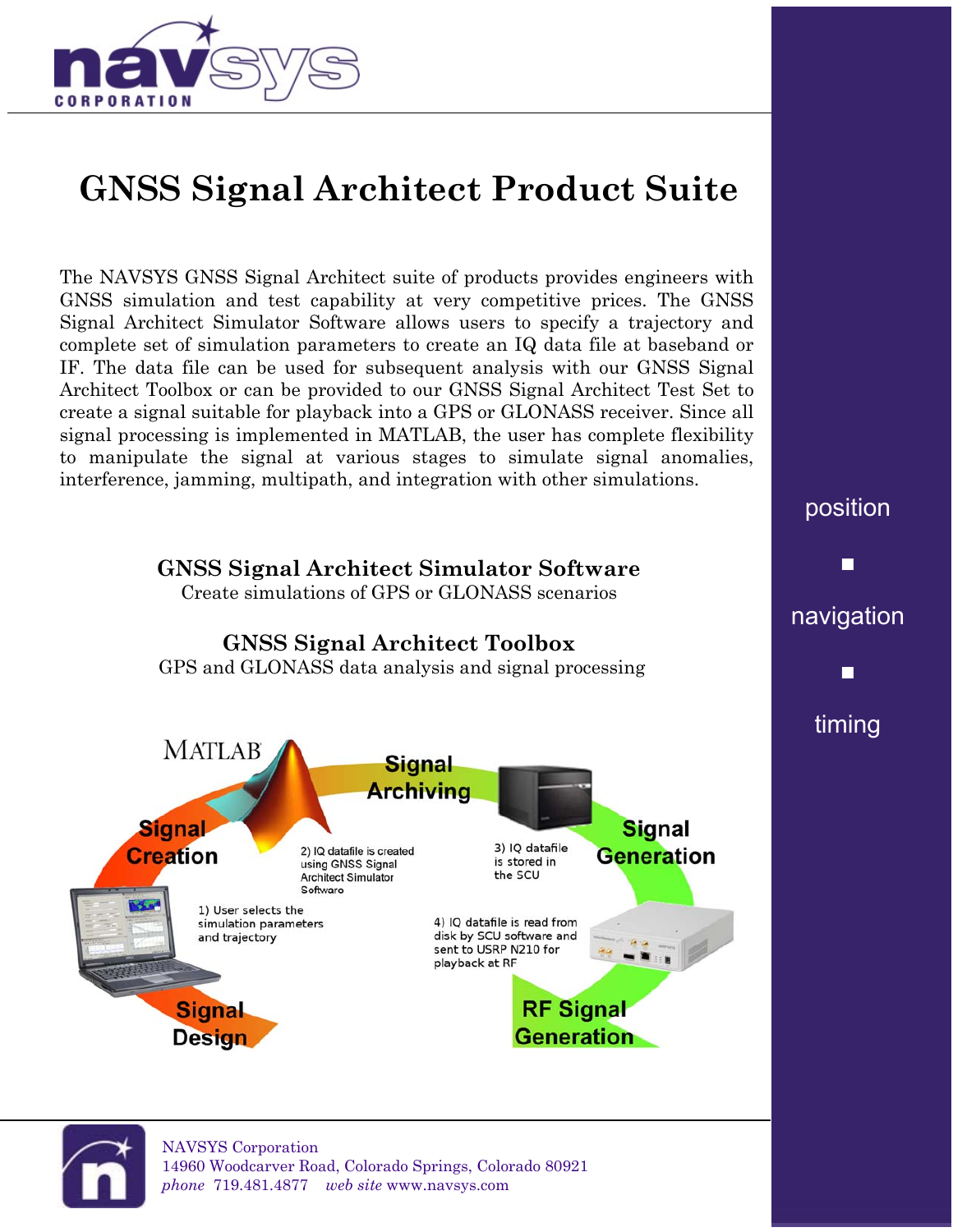# GNSS Signal Architect Product Suite

The NAVSYS GNSS Signal Architect suite of products provides engineers with GNSS simulation and test capability at very competitive prices. The GNSS Signal Architect Simulator Software allows users to specify a trajectory and complete set of simulation parameters to create an IQ data file at baseband or IF. The data file can be used for subsequent analysis with our GNSS Signal Architect Toolbox or can be provided to our GNSS Signal Architect Test Set to create a signal suitable for playback into a GPS or GLONASS receiver. Since all signal processing is implemented in MATLAB, the user has complete flexibility to manipulate the signal at various stages to simulate signal anomalies, interference, jamming, multipath, and integration with other simulations.

## GNSS Signal Architect Simulator Software

Create simulations of GPS or GLONASS scenarios

## GNSS Signal Architect Toolbox

GPS and GLONASS data analysis and signal processing

MATLAB

**Signal Creation** — **Signal Archiving** — **Signal Generation** — **RF Signal Generation** — **Signal Design**

1) User selects the simulation parameters and trajectory

2) IQ datafile is created using GNSS Signal Architect Simulator Software

3) IQ datafile is stored in the SCU

4) IQ datafile is read from disk by SCU software and sent to USRP N210 for playback at RF

position ▪ navigation ▪ timing

NAVSYS Corporation
14960 Woodcarver Road, Colorado Springs, Colorado 80921
*phone* 719.481.4877 *web site* www.navsys.com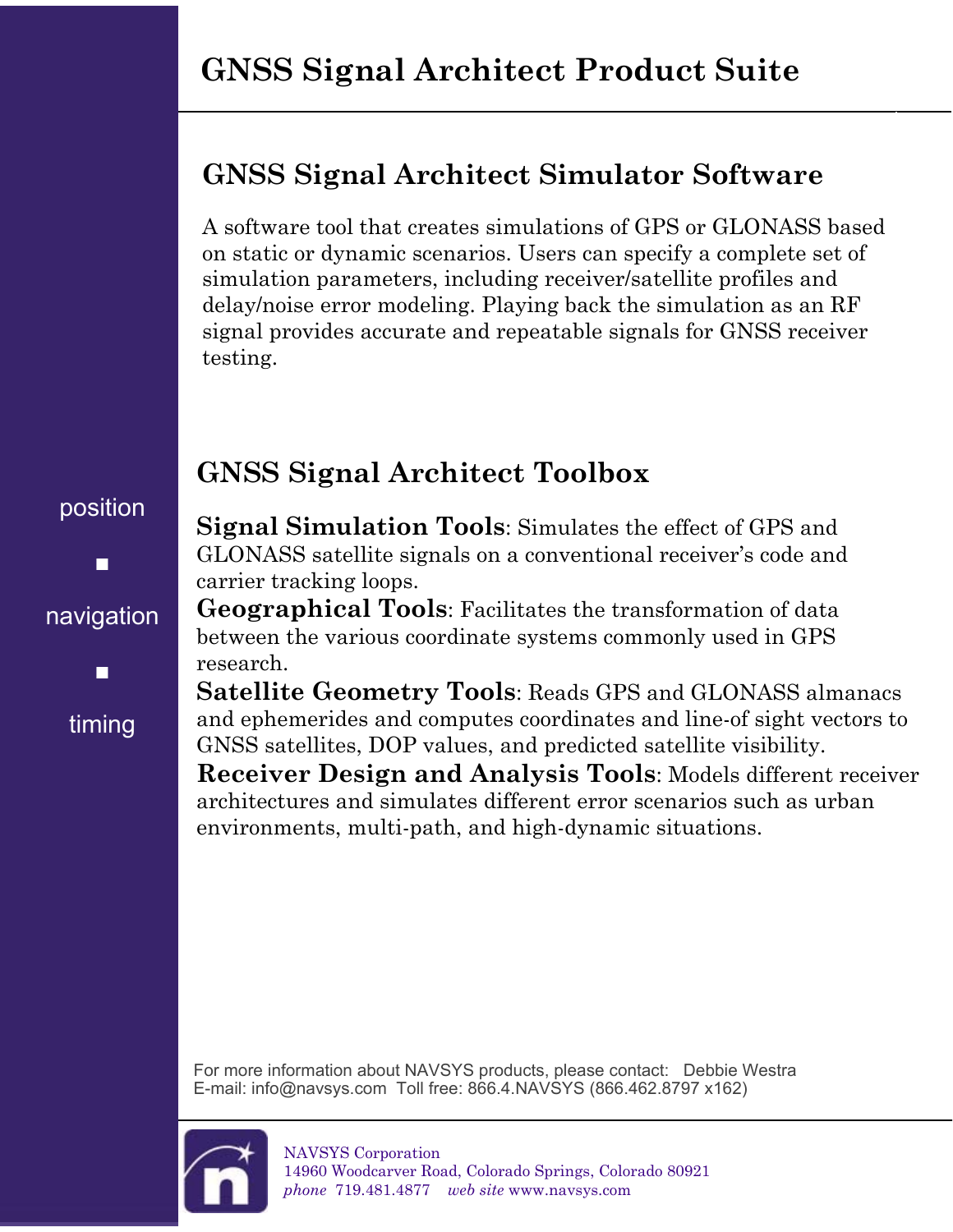# GNSS Signal Architect Product Suite

## GNSS Signal Architect Simulator Software

A software tool that creates simulations of GPS or GLONASS based on static or dynamic scenarios. Users can specify a complete set of simulation parameters, including receiver/satellite profiles and delay/noise error modeling. Playing back the simulation as an RF signal provides accurate and repeatable signals for GNSS receiver testing.

position

▪

navigation

▪

timing

## GNSS Signal Architect Toolbox

**Signal Simulation Tools**: Simulates the effect of GPS and GLONASS satellite signals on a conventional receiver's code and carrier tracking loops.

**Geographical Tools**: Facilitates the transformation of data between the various coordinate systems commonly used in GPS research.

**Satellite Geometry Tools**: Reads GPS and GLONASS almanacs and ephemerides and computes coordinates and line-of sight vectors to GNSS satellites, DOP values, and predicted satellite visibility.

**Receiver Design and Analysis Tools**: Models different receiver architectures and simulates different error scenarios such as urban environments, multi-path, and high-dynamic situations.

For more information about NAVSYS products, please contact: Debbie Westra
E-mail: info@navsys.com Toll free: 866.4.NAVSYS (866.462.8797 x162)

NAVSYS Corporation
14960 Woodcarver Road, Colorado Springs, Colorado 80921
*phone* 719.481.4877 *web site* www.navsys.com